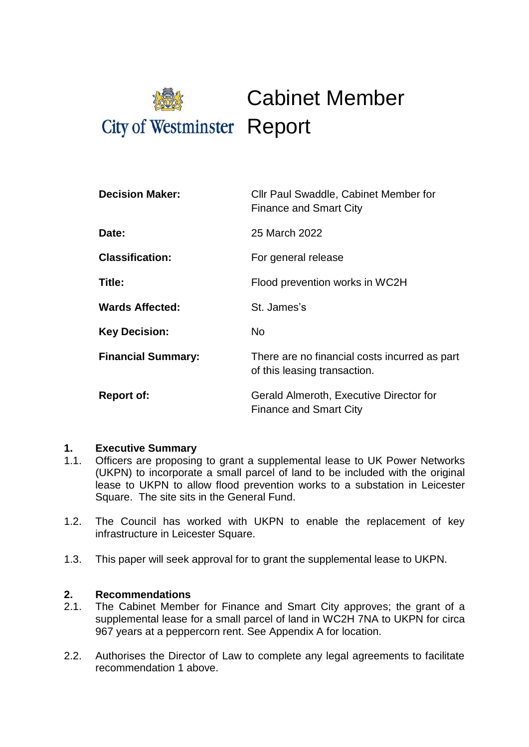# City of Westminster — Cabinet Member Report

| | |
|---|---|
| **Decision Maker:** | Cllr Paul Swaddle, Cabinet Member for Finance and Smart City |
| **Date:** | 25 March 2022 |
| **Classification:** | For general release |
| **Title:** | Flood prevention works in WC2H |
| **Wards Affected:** | St. James's |
| **Key Decision:** | No |
| **Financial Summary:** | There are no financial costs incurred as part of this leasing transaction. |
| **Report of:** | Gerald Almeroth, Executive Director for Finance and Smart City |

## 1. Executive Summary

1.1. Officers are proposing to grant a supplemental lease to UK Power Networks (UKPN) to incorporate a small parcel of land to be included with the original lease to UKPN to allow flood prevention works to a substation in Leicester Square. The site sits in the General Fund.

1.2. The Council has worked with UKPN to enable the replacement of key infrastructure in Leicester Square.

1.3. This paper will seek approval for to grant the supplemental lease to UKPN.

## 2. Recommendations

2.1. The Cabinet Member for Finance and Smart City approves; the grant of a supplemental lease for a small parcel of land in WC2H 7NA to UKPN for circa 967 years at a peppercorn rent. See Appendix A for location.

2.2. Authorises the Director of Law to complete any legal agreements to facilitate recommendation 1 above.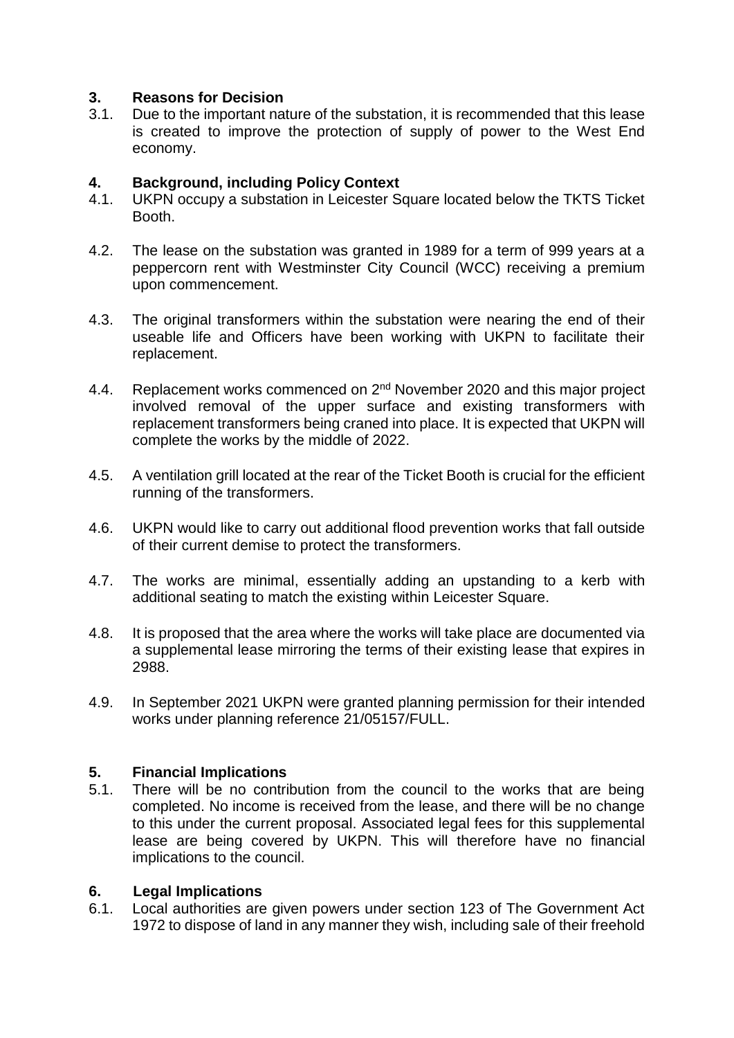## 3. Reasons for Decision

3.1. Due to the important nature of the substation, it is recommended that this lease is created to improve the protection of supply of power to the West End economy.

## 4. Background, including Policy Context

4.1. UKPN occupy a substation in Leicester Square located below the TKTS Ticket Booth.

4.2. The lease on the substation was granted in 1989 for a term of 999 years at a peppercorn rent with Westminster City Council (WCC) receiving a premium upon commencement.

4.3. The original transformers within the substation were nearing the end of their useable life and Officers have been working with UKPN to facilitate their replacement.

4.4. Replacement works commenced on 2nd November 2020 and this major project involved removal of the upper surface and existing transformers with replacement transformers being craned into place. It is expected that UKPN will complete the works by the middle of 2022.

4.5. A ventilation grill located at the rear of the Ticket Booth is crucial for the efficient running of the transformers.

4.6. UKPN would like to carry out additional flood prevention works that fall outside of their current demise to protect the transformers.

4.7. The works are minimal, essentially adding an upstanding to a kerb with additional seating to match the existing within Leicester Square.

4.8. It is proposed that the area where the works will take place are documented via a supplemental lease mirroring the terms of their existing lease that expires in 2988.

4.9. In September 2021 UKPN were granted planning permission for their intended works under planning reference 21/05157/FULL.

## 5. Financial Implications

5.1. There will be no contribution from the council to the works that are being completed. No income is received from the lease, and there will be no change to this under the current proposal. Associated legal fees for this supplemental lease are being covered by UKPN. This will therefore have no financial implications to the council.

## 6. Legal Implications

6.1. Local authorities are given powers under section 123 of The Government Act 1972 to dispose of land in any manner they wish, including sale of their freehold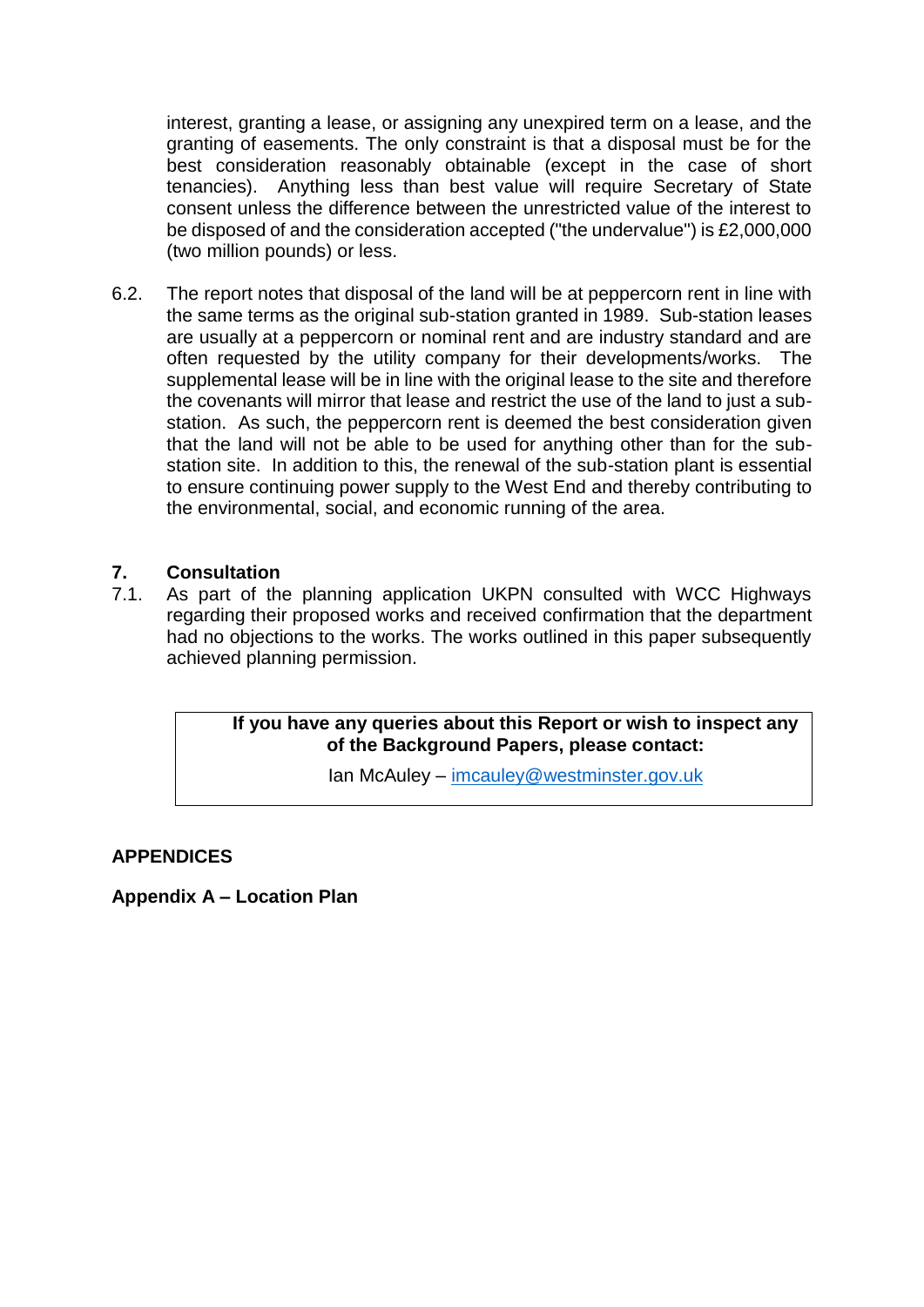interest, granting a lease, or assigning any unexpired term on a lease, and the granting of easements. The only constraint is that a disposal must be for the best consideration reasonably obtainable (except in the case of short tenancies). Anything less than best value will require Secretary of State consent unless the difference between the unrestricted value of the interest to be disposed of and the consideration accepted ("the undervalue") is £2,000,000 (two million pounds) or less.

6.2. The report notes that disposal of the land will be at peppercorn rent in line with the same terms as the original sub-station granted in 1989. Sub-station leases are usually at a peppercorn or nominal rent and are industry standard and are often requested by the utility company for their developments/works. The supplemental lease will be in line with the original lease to the site and therefore the covenants will mirror that lease and restrict the use of the land to just a sub-station. As such, the peppercorn rent is deemed the best consideration given that the land will not be able to be used for anything other than for the sub-station site. In addition to this, the renewal of the sub-station plant is essential to ensure continuing power supply to the West End and thereby contributing to the environmental, social, and economic running of the area.

## 7. Consultation

7.1. As part of the planning application UKPN consulted with WCC Highways regarding their proposed works and received confirmation that the department had no objections to the works. The works outlined in this paper subsequently achieved planning permission.

**If you have any queries about this Report or wish to inspect any of the Background Papers, please contact:**

Ian McAuley – imcauley@westminster.gov.uk

**APPENDICES**

**Appendix A – Location Plan**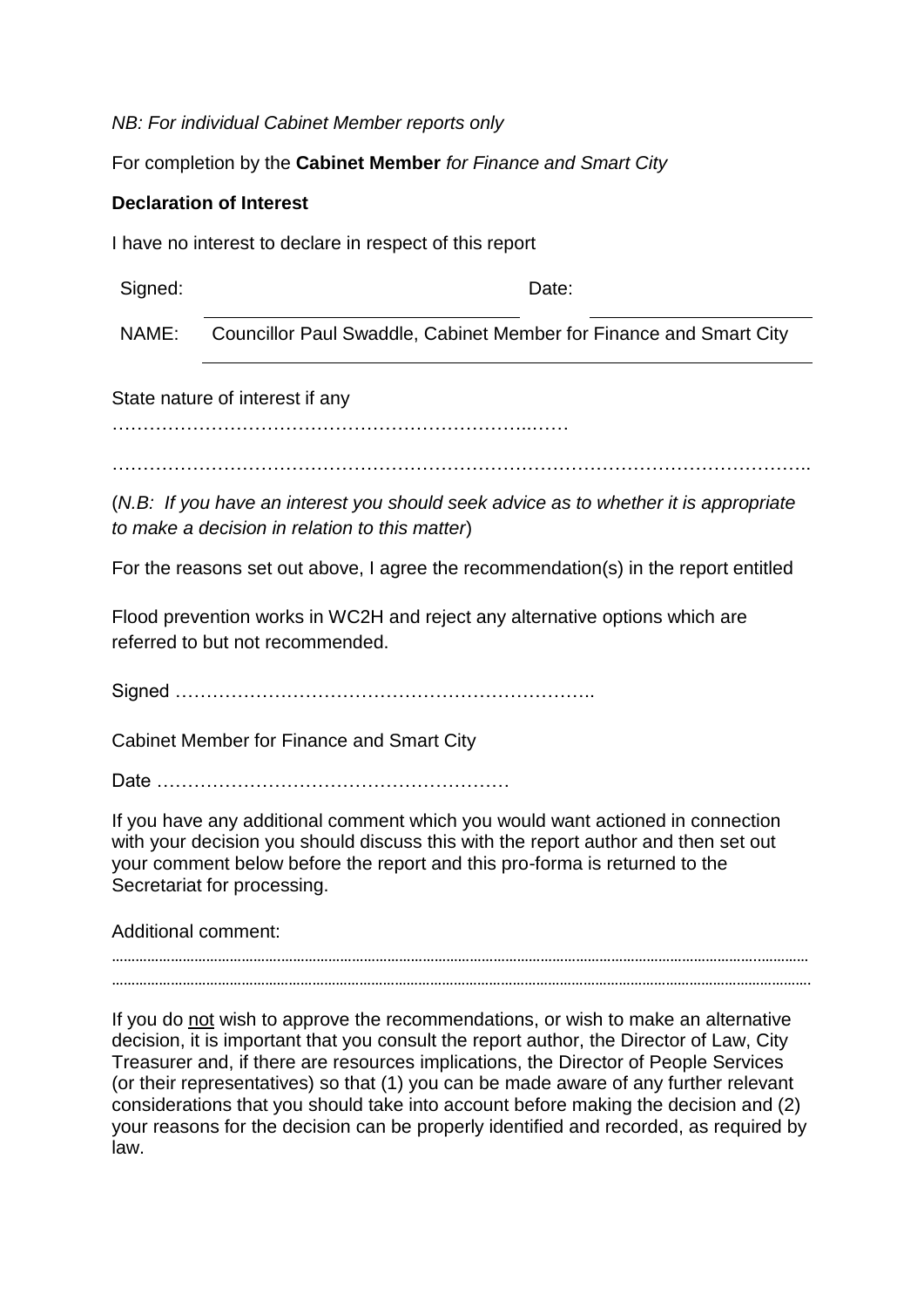*NB: For individual Cabinet Member reports only*

For completion by the **Cabinet Member** *for Finance and Smart City*

**Declaration of Interest**

I have no interest to declare in respect of this report

| Signed: | | Date: | |
|---|---|---|---|
| NAME: | Councillor Paul Swaddle, Cabinet Member for Finance and Smart City | | |

State nature of interest if any

…………………………………………………………..……

…………………………………………………………………………………………..

(*N.B: If you have an interest you should seek advice as to whether it is appropriate to make a decision in relation to this matter*)

For the reasons set out above, I agree the recommendation(s) in the report entitled

Flood prevention works in WC2H and reject any alternative options which are referred to but not recommended.

Signed …………………………………………………………..

Cabinet Member for Finance and Smart City

Date …………………………………………………

If you have any additional comment which you would want actioned in connection with your decision you should discuss this with the report author and then set out your comment below before the report and this pro-forma is returned to the Secretariat for processing.

Additional comment:

……………………………………………………………………………………………………………………………………………………………

……………………………………………………………………………………………………………………………………………………………

If you do <u>not</u> wish to approve the recommendations, or wish to make an alternative decision, it is important that you consult the report author, the Director of Law, City Treasurer and, if there are resources implications, the Director of People Services (or their representatives) so that (1) you can be made aware of any further relevant considerations that you should take into account before making the decision and (2) your reasons for the decision can be properly identified and recorded, as required by law.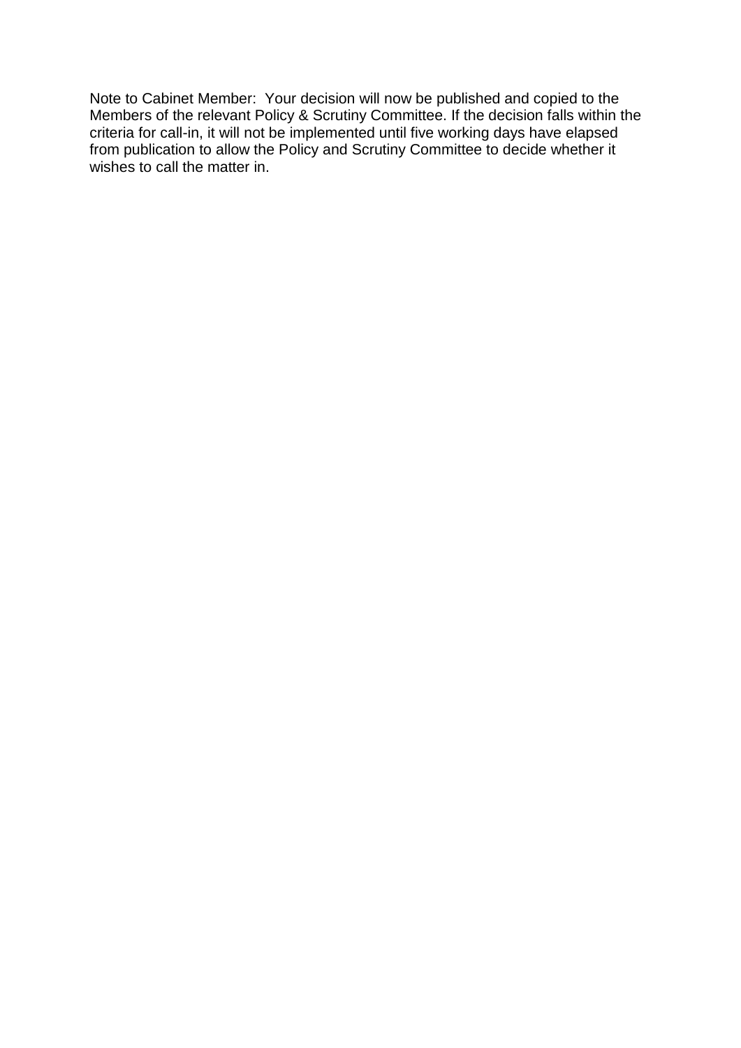Note to Cabinet Member: Your decision will now be published and copied to the Members of the relevant Policy & Scrutiny Committee. If the decision falls within the criteria for call-in, it will not be implemented until five working days have elapsed from publication to allow the Policy and Scrutiny Committee to decide whether it wishes to call the matter in.